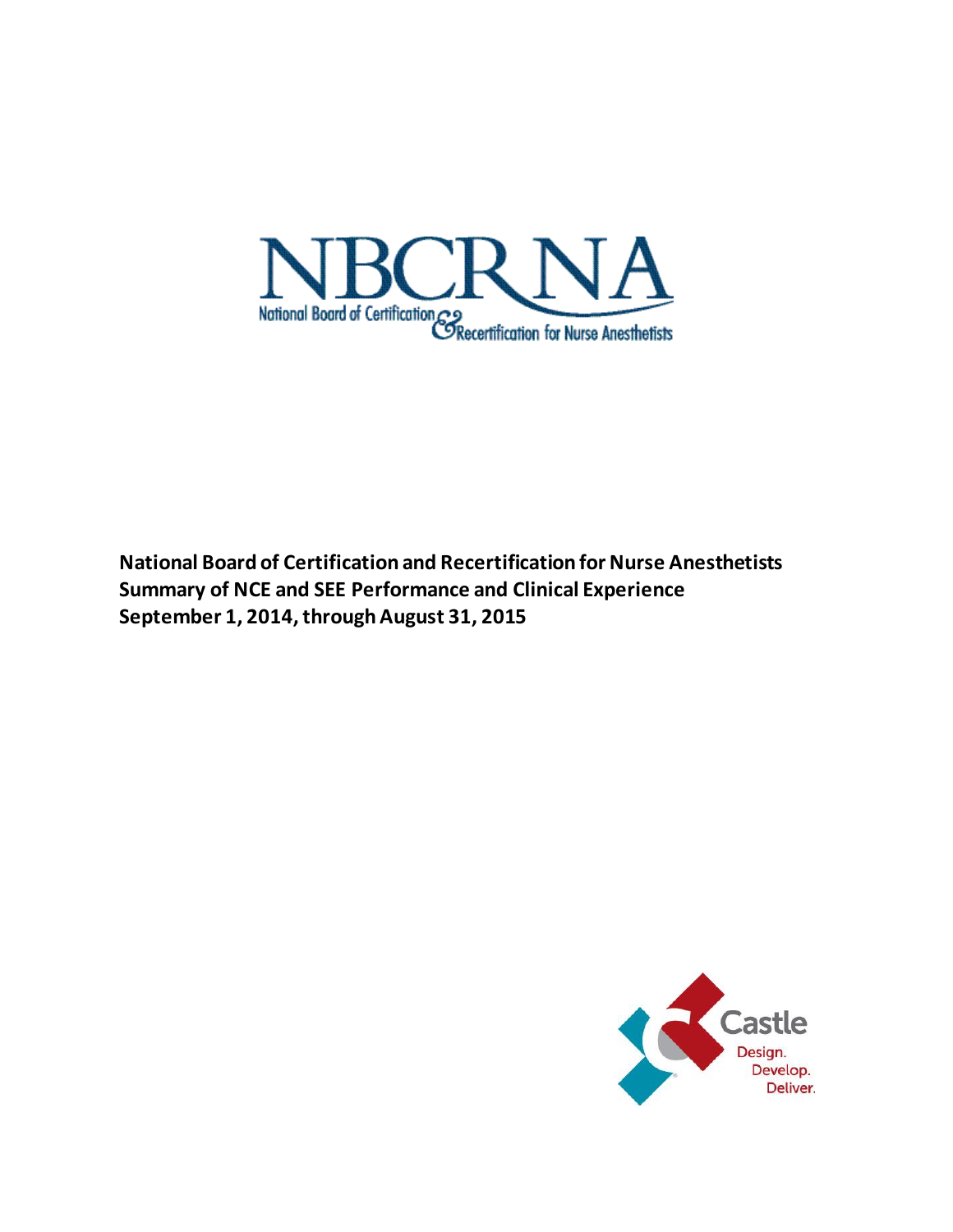NBCRNA

National Board of Certification & Recertification for Nurse Anesthetists

**National Board of Certification and Recertification for Nurse Anesthetists**
**Summary of NCE and SEE Performance and Clinical Experience**
**September 1, 2014, through August 31, 2015**

Castle

Design.
Develop.
Deliver.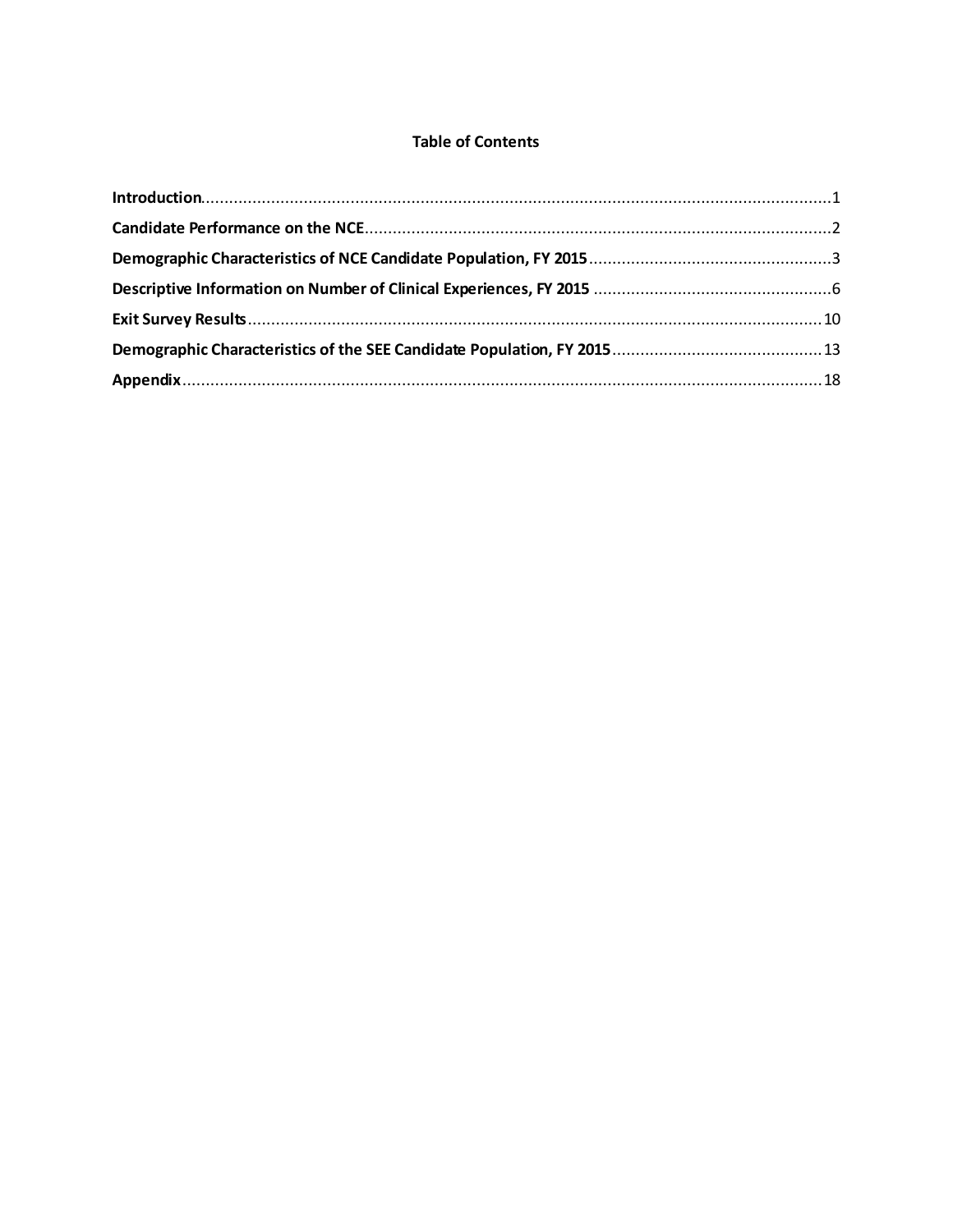# Table of Contents

**Introduction**........................................................................................................................................1

**Candidate Performance on the NCE**....................................................................................................2

**Demographic Characteristics of NCE Candidate Population, FY 2015**....................................................3

**Descriptive Information on Number of Clinical Experiences, FY 2015**...................................................6

**Exit Survey Results**...........................................................................................................................10

**Demographic Characteristics of the SEE Candidate Population, FY 2015**.............................................13

**Appendix**..........................................................................................................................................18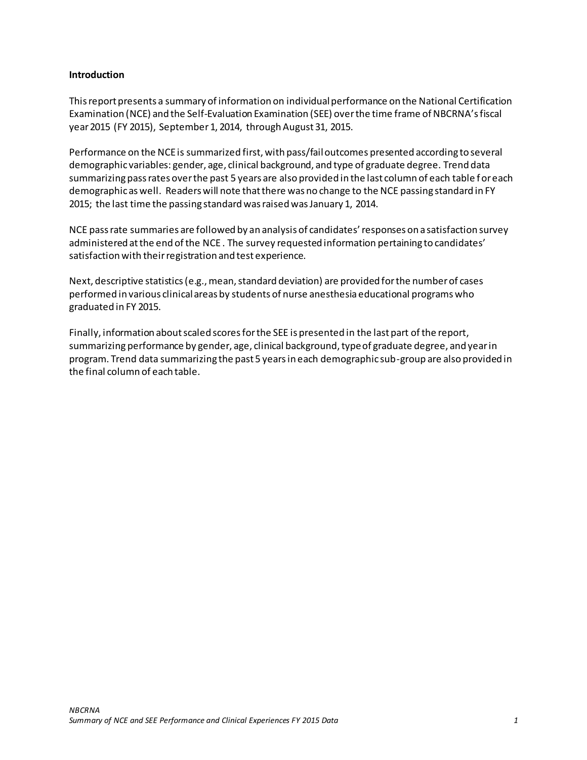## Introduction

This report presents a summary of information on individual performance on the National Certification Examination (NCE) and the Self-Evaluation Examination (SEE) over the time frame of NBCRNA's fiscal year 2015 (FY 2015), September 1, 2014, through August 31, 2015.

Performance on the NCE is summarized first, with pass/fail outcomes presented according to several demographic variables: gender, age, clinical background, and type of graduate degree. Trend data summarizing pass rates over the past 5 years are also provided in the last column of each table for each demographic as well. Readers will note that there was no change to the NCE passing standard in FY 2015; the last time the passing standard was raised was January 1, 2014.

NCE pass rate summaries are followed by an analysis of candidates' responses on a satisfaction survey administered at the end of the NCE. The survey requested information pertaining to candidates' satisfaction with their registration and test experience.

Next, descriptive statistics (e.g., mean, standard deviation) are provided for the number of cases performed in various clinical areas by students of nurse anesthesia educational programs who graduated in FY 2015.

Finally, information about scaled scores for the SEE is presented in the last part of the report, summarizing performance by gender, age, clinical background, type of graduate degree, and year in program. Trend data summarizing the past 5 years in each demographic sub-group are also provided in the final column of each table.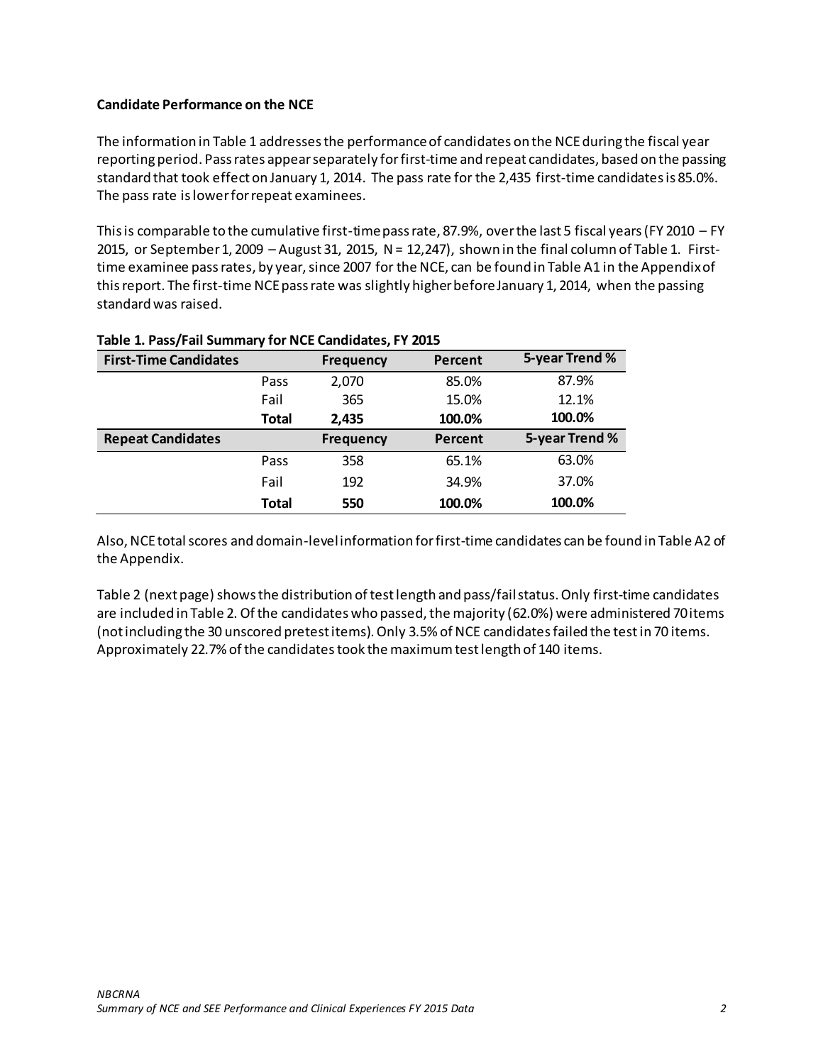**Candidate Performance on the NCE**

The information in Table 1 addresses the performance of candidates on the NCE during the fiscal year reporting period. Pass rates appear separately for first-time and repeat candidates, based on the passing standard that took effect on January 1, 2014. The pass rate for the 2,435 first-time candidates is 85.0%. The pass rate is lower for repeat examinees.

This is comparable to the cumulative first-time pass rate, 87.9%, over the last 5 fiscal years (FY 2010 – FY 2015, or September 1, 2009 – August 31, 2015, N = 12,247), shown in the final column of Table 1. First-time examinee pass rates, by year, since 2007 for the NCE, can be found in Table A1 in the Appendix of this report. The first-time NCE pass rate was slightly higher before January 1, 2014, when the passing standard was raised.

**Table 1. Pass/Fail Summary for NCE Candidates, FY 2015**

| First-Time Candidates | | Frequency | Percent | 5-year Trend % |
|---|---|---|---|---|
| | Pass | 2,070 | 85.0% | 87.9% |
| | Fail | 365 | 15.0% | 12.1% |
| | **Total** | **2,435** | **100.0%** | **100.0%** |
| **Repeat Candidates** | | **Frequency** | **Percent** | **5-year Trend %** |
| | Pass | 358 | 65.1% | 63.0% |
| | Fail | 192 | 34.9% | 37.0% |
| | **Total** | **550** | **100.0%** | **100.0%** |

Also, NCE total scores and domain-level information for first-time candidates can be found in Table A2 of the Appendix.

Table 2 (next page) shows the distribution of test length and pass/fail status. Only first-time candidates are included in Table 2. Of the candidates who passed, the majority (62.0%) were administered 70 items (not including the 30 unscored pretest items). Only 3.5% of NCE candidates failed the test in 70 items. Approximately 22.7% of the candidates took the maximum test length of 140 items.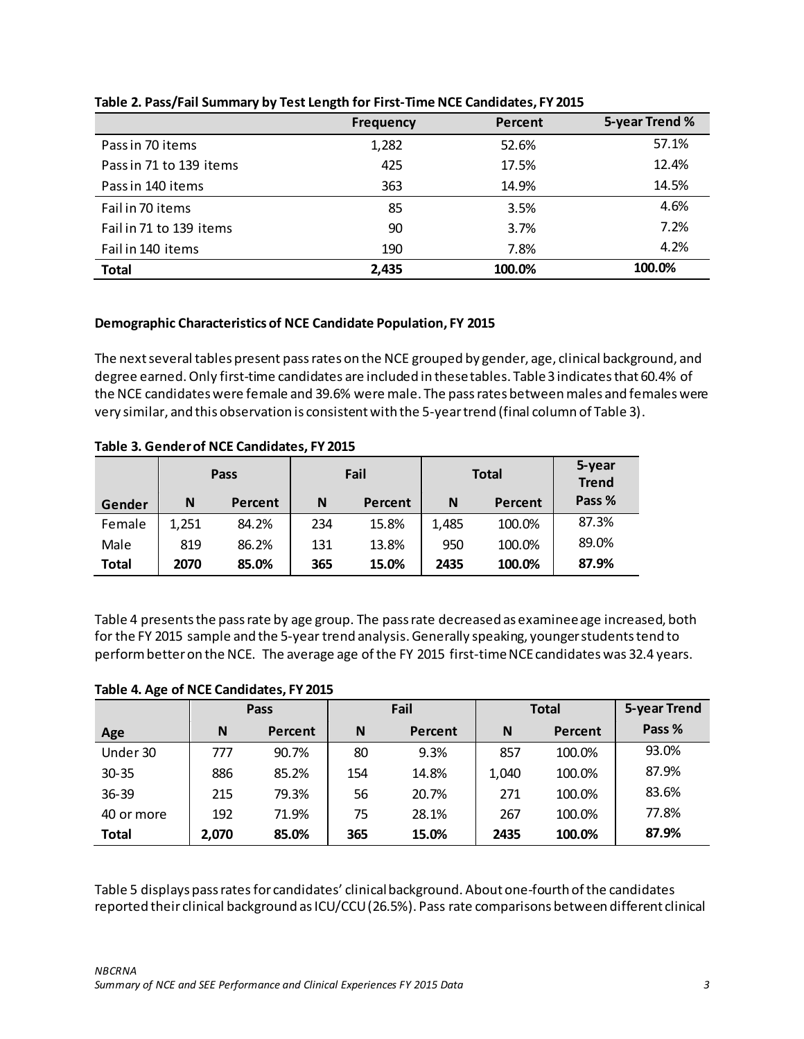**Table 2. Pass/Fail Summary by Test Length for First-Time NCE Candidates, FY 2015**

| | Frequency | Percent | 5-year Trend % |
|---|---|---|---|
| Pass in 70 items | 1,282 | 52.6% | 57.1% |
| Pass in 71 to 139 items | 425 | 17.5% | 12.4% |
| Pass in 140 items | 363 | 14.9% | 14.5% |
| Fail in 70 items | 85 | 3.5% | 4.6% |
| Fail in 71 to 139 items | 90 | 3.7% | 7.2% |
| Fail in 140 items | 190 | 7.8% | 4.2% |
| **Total** | **2,435** | **100.0%** | **100.0%** |

**Demographic Characteristics of NCE Candidate Population, FY 2015**

The next several tables present pass rates on the NCE grouped by gender, age, clinical background, and degree earned. Only first-time candidates are included in these tables. Table 3 indicates that 60.4% of the NCE candidates were female and 39.6% were male. The pass rates between males and females were very similar, and this observation is consistent with the 5-year trend (final column of Table 3).

**Table 3. Gender of NCE Candidates, FY 2015**

| | Pass | | Fail | | Total | | 5-year Trend |
|---|---|---|---|---|---|---|---|
| **Gender** | **N** | **Percent** | **N** | **Percent** | **N** | **Percent** | **Pass %** |
| Female | 1,251 | 84.2% | 234 | 15.8% | 1,485 | 100.0% | 87.3% |
| Male | 819 | 86.2% | 131 | 13.8% | 950 | 100.0% | 89.0% |
| **Total** | **2070** | **85.0%** | **365** | **15.0%** | **2435** | **100.0%** | **87.9%** |

Table 4 presents the pass rate by age group. The pass rate decreased as examinee age increased, both for the FY 2015 sample and the 5-year trend analysis. Generally speaking, younger students tend to perform better on the NCE. The average age of the FY 2015 first-time NCE candidates was 32.4 years.

**Table 4. Age of NCE Candidates, FY 2015**

| | Pass | | Fail | | Total | | 5-year Trend |
|---|---|---|---|---|---|---|---|
| **Age** | **N** | **Percent** | **N** | **Percent** | **N** | **Percent** | **Pass %** |
| Under 30 | 777 | 90.7% | 80 | 9.3% | 857 | 100.0% | 93.0% |
| 30-35 | 886 | 85.2% | 154 | 14.8% | 1,040 | 100.0% | 87.9% |
| 36-39 | 215 | 79.3% | 56 | 20.7% | 271 | 100.0% | 83.6% |
| 40 or more | 192 | 71.9% | 75 | 28.1% | 267 | 100.0% | 77.8% |
| **Total** | **2,070** | **85.0%** | **365** | **15.0%** | **2435** | **100.0%** | **87.9%** |

Table 5 displays pass rates for candidates' clinical background. About one-fourth of the candidates reported their clinical background as ICU/CCU (26.5%). Pass rate comparisons between different clinical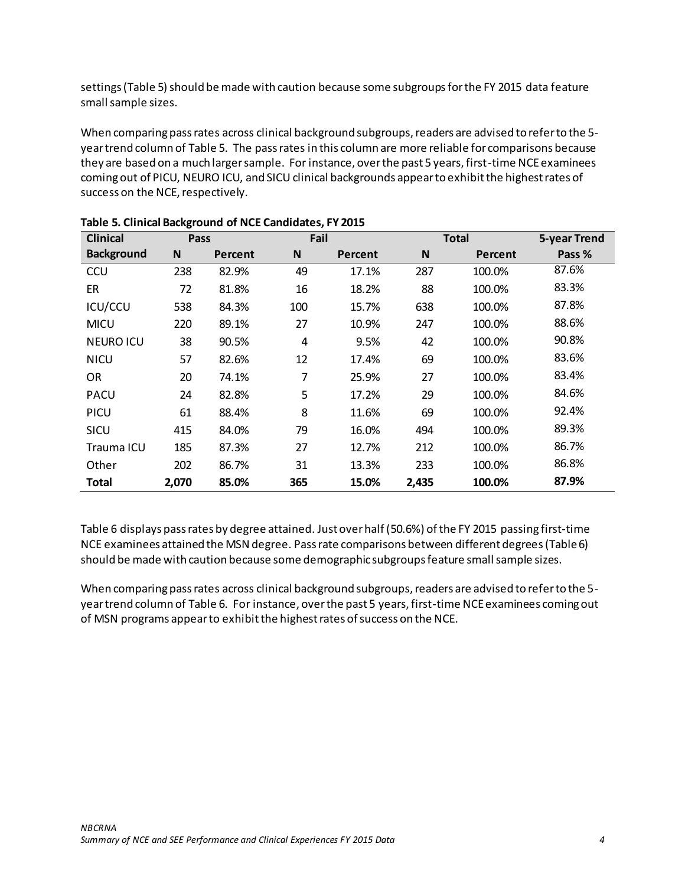settings (Table 5) should be made with caution because some subgroups for the FY 2015 data feature small sample sizes.

When comparing pass rates across clinical background subgroups, readers are advised to refer to the 5-year trend column of Table 5. The pass rates in this column are more reliable for comparisons because they are based on a much larger sample. For instance, over the past 5 years, first-time NCE examinees coming out of PICU, NEURO ICU, and SICU clinical backgrounds appear to exhibit the highest rates of success on the NCE, respectively.

**Table 5. Clinical Background of NCE Candidates, FY 2015**

| Clinical | Pass | | Fail | | Total | | 5-year Trend |
|---|---|---|---|---|---|---|---|
| **Background** | **N** | **Percent** | **N** | **Percent** | **N** | **Percent** | **Pass %** |
| CCU | 238 | 82.9% | 49 | 17.1% | 287 | 100.0% | 87.6% |
| ER | 72 | 81.8% | 16 | 18.2% | 88 | 100.0% | 83.3% |
| ICU/CCU | 538 | 84.3% | 100 | 15.7% | 638 | 100.0% | 87.8% |
| MICU | 220 | 89.1% | 27 | 10.9% | 247 | 100.0% | 88.6% |
| NEURO ICU | 38 | 90.5% | 4 | 9.5% | 42 | 100.0% | 90.8% |
| NICU | 57 | 82.6% | 12 | 17.4% | 69 | 100.0% | 83.6% |
| OR | 20 | 74.1% | 7 | 25.9% | 27 | 100.0% | 83.4% |
| PACU | 24 | 82.8% | 5 | 17.2% | 29 | 100.0% | 84.6% |
| PICU | 61 | 88.4% | 8 | 11.6% | 69 | 100.0% | 92.4% |
| SICU | 415 | 84.0% | 79 | 16.0% | 494 | 100.0% | 89.3% |
| Trauma ICU | 185 | 87.3% | 27 | 12.7% | 212 | 100.0% | 86.7% |
| Other | 202 | 86.7% | 31 | 13.3% | 233 | 100.0% | 86.8% |
| **Total** | **2,070** | **85.0%** | **365** | **15.0%** | **2,435** | **100.0%** | **87.9%** |

Table 6 displays pass rates by degree attained. Just over half (50.6%) of the FY 2015 passing first-time NCE examinees attained the MSN degree. Pass rate comparisons between different degrees (Table 6) should be made with caution because some demographic subgroups feature small sample sizes.

When comparing pass rates across clinical background subgroups, readers are advised to refer to the 5-year trend column of Table 6. For instance, over the past 5 years, first-time NCE examinees coming out of MSN programs appear to exhibit the highest rates of success on the NCE.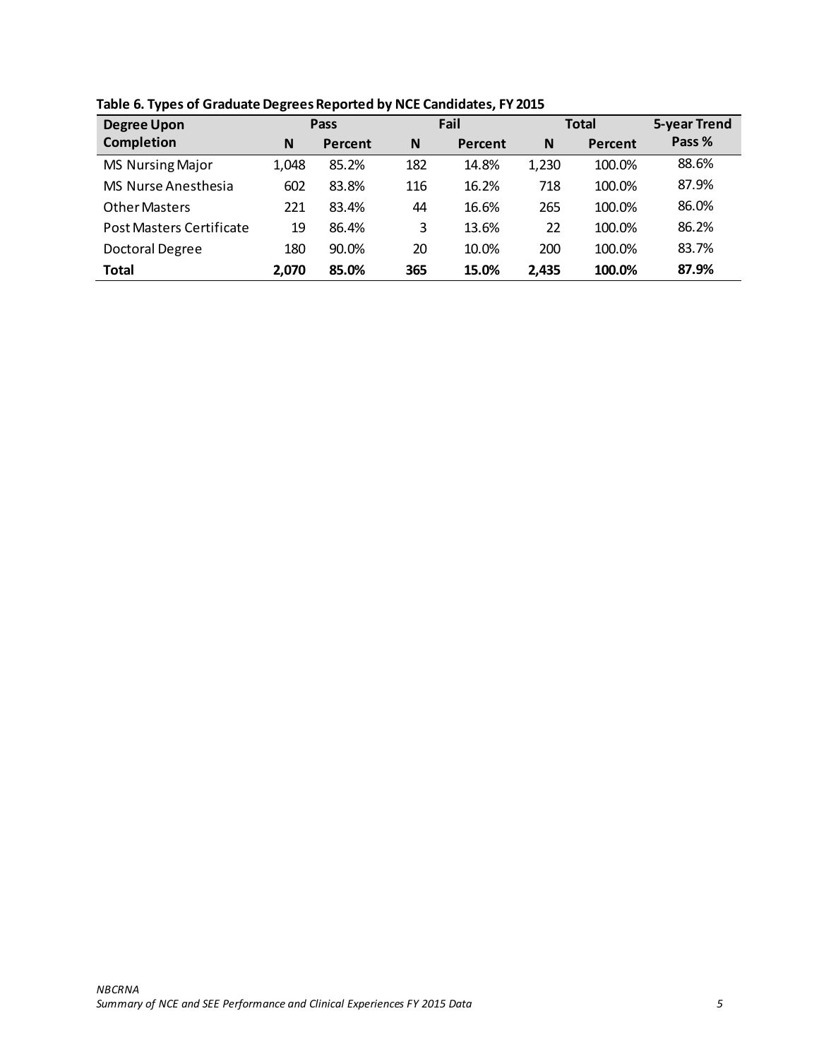**Table 6. Types of Graduate Degrees Reported by NCE Candidates, FY 2015**

| Degree Upon Completion | Pass | | Fail | | Total | | 5-year Trend Pass % |
|---|---|---|---|---|---|---|---|
| | N | Percent | N | Percent | N | Percent | |
| MS Nursing Major | 1,048 | 85.2% | 182 | 14.8% | 1,230 | 100.0% | 88.6% |
| MS Nurse Anesthesia | 602 | 83.8% | 116 | 16.2% | 718 | 100.0% | 87.9% |
| Other Masters | 221 | 83.4% | 44 | 16.6% | 265 | 100.0% | 86.0% |
| Post Masters Certificate | 19 | 86.4% | 3 | 13.6% | 22 | 100.0% | 86.2% |
| Doctoral Degree | 180 | 90.0% | 20 | 10.0% | 200 | 100.0% | 83.7% |
| **Total** | **2,070** | **85.0%** | **365** | **15.0%** | **2,435** | **100.0%** | **87.9%** |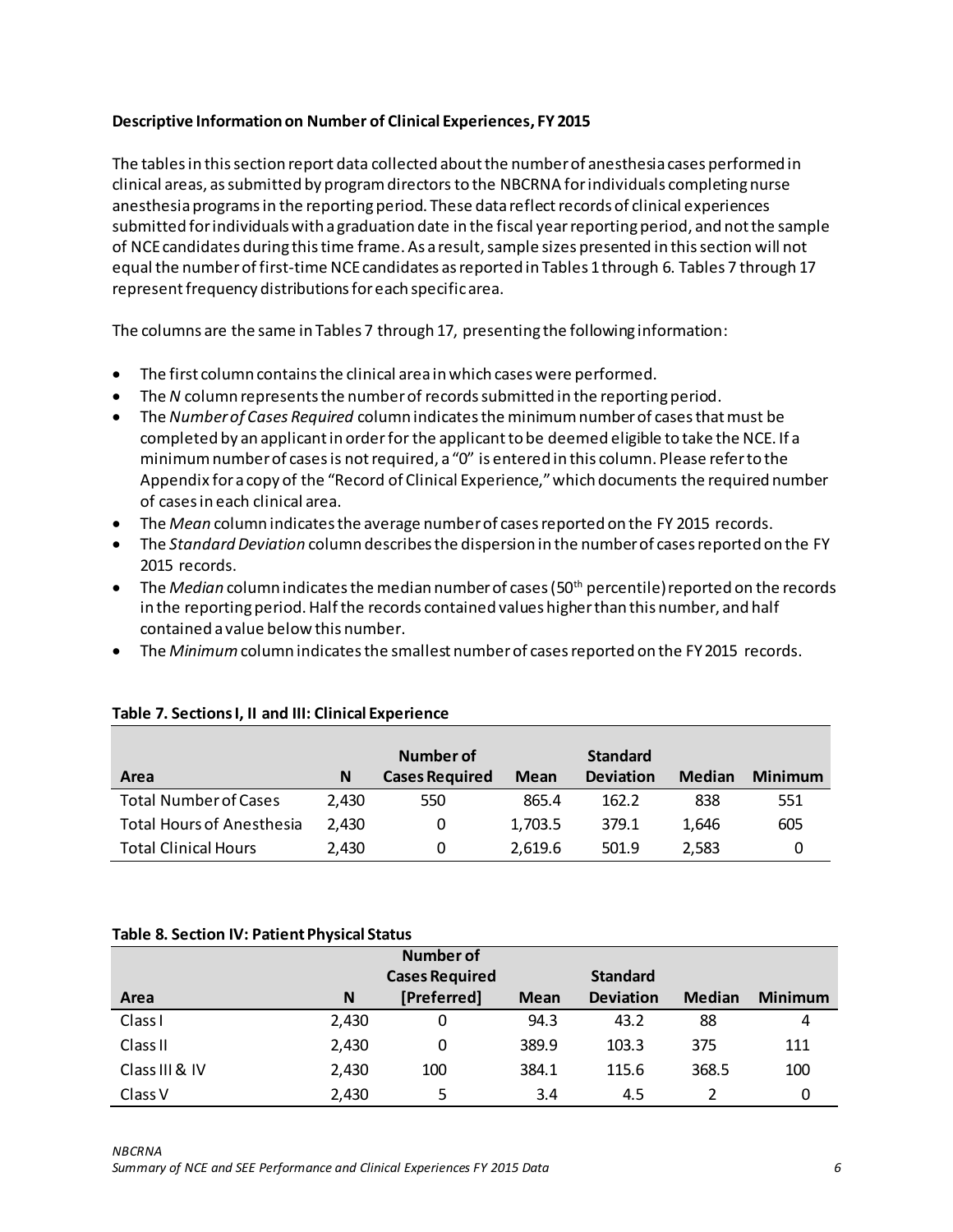**Descriptive Information on Number of Clinical Experiences, FY 2015**

The tables in this section report data collected about the number of anesthesia cases performed in clinical areas, as submitted by program directors to the NBCRNA for individuals completing nurse anesthesia programs in the reporting period. These data reflect records of clinical experiences submitted for individuals with a graduation date in the fiscal year reporting period, and not the sample of NCE candidates during this time frame. As a result, sample sizes presented in this section will not equal the number of first-time NCE candidates as reported in Tables 1 through 6. Tables 7 through 17 represent frequency distributions for each specific area.

The columns are the same in Tables 7 through 17, presenting the following information:

- The first column contains the clinical area in which cases were performed.
- The *N* column represents the number of records submitted in the reporting period.
- The *Number of Cases Required* column indicates the minimum number of cases that must be completed by an applicant in order for the applicant to be deemed eligible to take the NCE. If a minimum number of cases is not required, a "0" is entered in this column. Please refer to the Appendix for a copy of the "Record of Clinical Experience," which documents the required number of cases in each clinical area.
- The *Mean* column indicates the average number of cases reported on the FY 2015 records.
- The *Standard Deviation* column describes the dispersion in the number of cases reported on the FY 2015 records.
- The *Median* column indicates the median number of cases (50th percentile) reported on the records in the reporting period. Half the records contained values higher than this number, and half contained a value below this number.
- The *Minimum* column indicates the smallest number of cases reported on the FY 2015 records.

**Table 7. Sections I, II and III: Clinical Experience**

| Area | N | Number of Cases Required | Mean | Standard Deviation | Median | Minimum |
|---|---|---|---|---|---|---|
| Total Number of Cases | 2,430 | 550 | 865.4 | 162.2 | 838 | 551 |
| Total Hours of Anesthesia | 2,430 | 0 | 1,703.5 | 379.1 | 1,646 | 605 |
| Total Clinical Hours | 2,430 | 0 | 2,619.6 | 501.9 | 2,583 | 0 |

**Table 8. Section IV: Patient Physical Status**

| Area | N | Number of Cases Required [Preferred] | Mean | Standard Deviation | Median | Minimum |
|---|---|---|---|---|---|---|
| Class I | 2,430 | 0 | 94.3 | 43.2 | 88 | 4 |
| Class II | 2,430 | 0 | 389.9 | 103.3 | 375 | 111 |
| Class III & IV | 2,430 | 100 | 384.1 | 115.6 | 368.5 | 100 |
| Class V | 2,430 | 5 | 3.4 | 4.5 | 2 | 0 |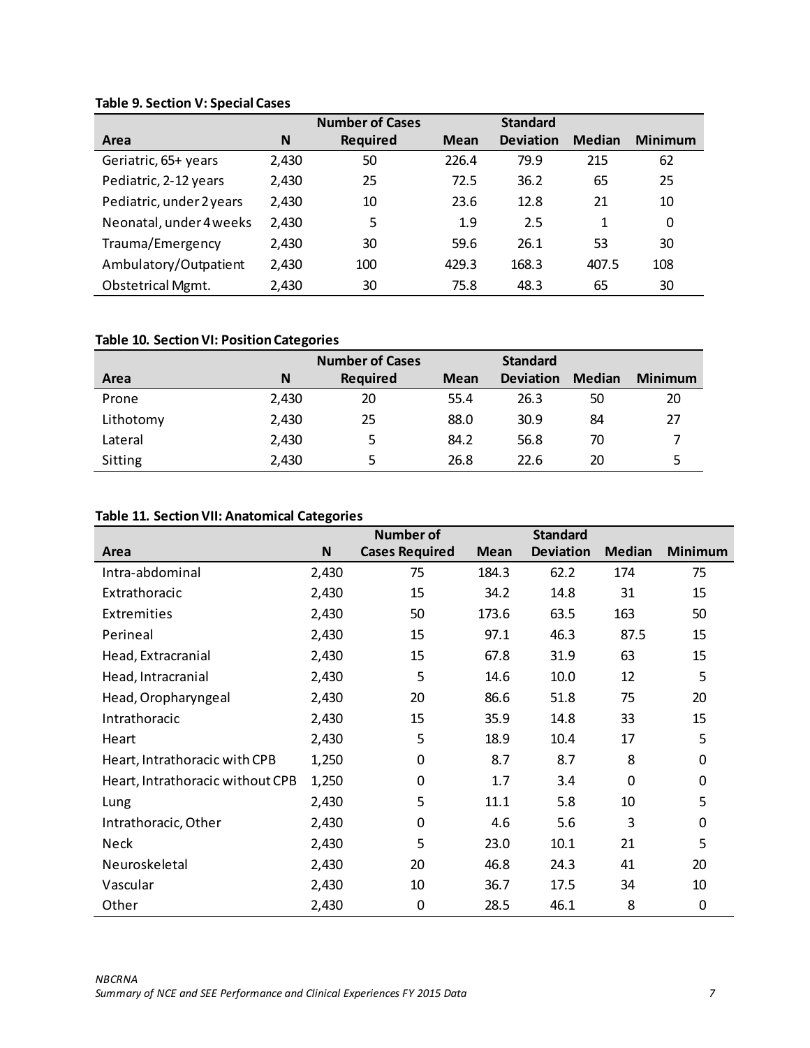**Table 9. Section V: Special Cases**

| Area | N | Number of Cases Required | Mean | Standard Deviation | Median | Minimum |
|---|---|---|---|---|---|---|
| Geriatric, 65+ years | 2,430 | 50 | 226.4 | 79.9 | 215 | 62 |
| Pediatric, 2-12 years | 2,430 | 25 | 72.5 | 36.2 | 65 | 25 |
| Pediatric, under 2 years | 2,430 | 10 | 23.6 | 12.8 | 21 | 10 |
| Neonatal, under 4 weeks | 2,430 | 5 | 1.9 | 2.5 | 1 | 0 |
| Trauma/Emergency | 2,430 | 30 | 59.6 | 26.1 | 53 | 30 |
| Ambulatory/Outpatient | 2,430 | 100 | 429.3 | 168.3 | 407.5 | 108 |
| Obstetrical Mgmt. | 2,430 | 30 | 75.8 | 48.3 | 65 | 30 |

**Table 10. Section VI: Position Categories**

| Area | N | Number of Cases Required | Mean | Standard Deviation | Median | Minimum |
|---|---|---|---|---|---|---|
| Prone | 2,430 | 20 | 55.4 | 26.3 | 50 | 20 |
| Lithotomy | 2,430 | 25 | 88.0 | 30.9 | 84 | 27 |
| Lateral | 2,430 | 5 | 84.2 | 56.8 | 70 | 7 |
| Sitting | 2,430 | 5 | 26.8 | 22.6 | 20 | 5 |

**Table 11. Section VII: Anatomical Categories**

| Area | N | Number of Cases Required | Mean | Standard Deviation | Median | Minimum |
|---|---|---|---|---|---|---|
| Intra-abdominal | 2,430 | 75 | 184.3 | 62.2 | 174 | 75 |
| Extrathoracic | 2,430 | 15 | 34.2 | 14.8 | 31 | 15 |
| Extremities | 2,430 | 50 | 173.6 | 63.5 | 163 | 50 |
| Perineal | 2,430 | 15 | 97.1 | 46.3 | 87.5 | 15 |
| Head, Extracranial | 2,430 | 15 | 67.8 | 31.9 | 63 | 15 |
| Head, Intracranial | 2,430 | 5 | 14.6 | 10.0 | 12 | 5 |
| Head, Oropharyngeal | 2,430 | 20 | 86.6 | 51.8 | 75 | 20 |
| Intrathoracic | 2,430 | 15 | 35.9 | 14.8 | 33 | 15 |
| Heart | 2,430 | 5 | 18.9 | 10.4 | 17 | 5 |
| Heart, Intrathoracic with CPB | 1,250 | 0 | 8.7 | 8.7 | 8 | 0 |
| Heart, Intrathoracic without CPB | 1,250 | 0 | 1.7 | 3.4 | 0 | 0 |
| Lung | 2,430 | 5 | 11.1 | 5.8 | 10 | 5 |
| Intrathoracic, Other | 2,430 | 0 | 4.6 | 5.6 | 3 | 0 |
| Neck | 2,430 | 5 | 23.0 | 10.1 | 21 | 5 |
| Neuroskeletal | 2,430 | 20 | 46.8 | 24.3 | 41 | 20 |
| Vascular | 2,430 | 10 | 36.7 | 17.5 | 34 | 10 |
| Other | 2,430 | 0 | 28.5 | 46.1 | 8 | 0 |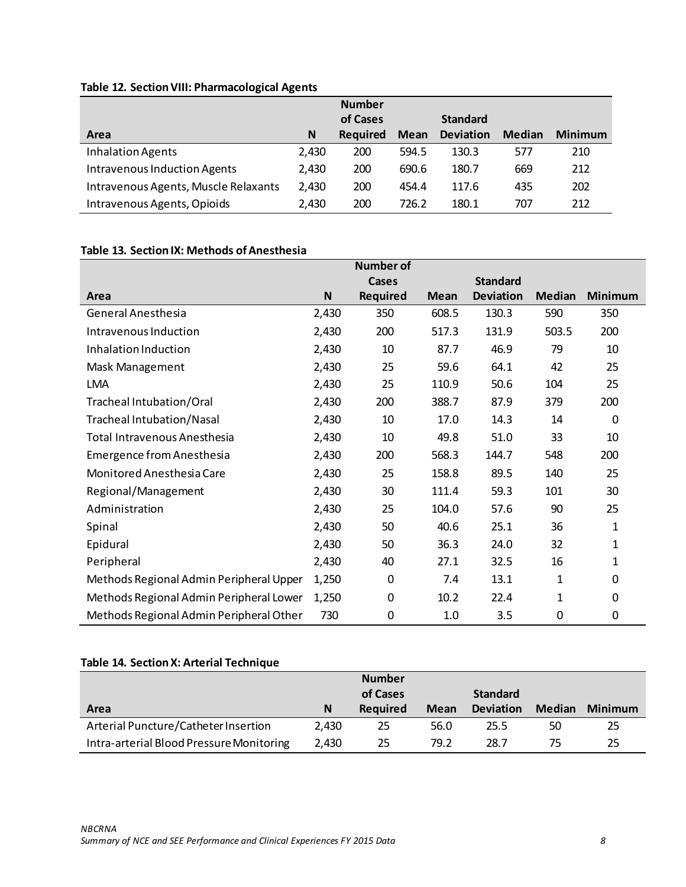**Table 12. Section VIII: Pharmacological Agents**

| Area | N | Number of Cases Required | Mean | Standard Deviation | Median | Minimum |
|---|---|---|---|---|---|---|
| Inhalation Agents | 2,430 | 200 | 594.5 | 130.3 | 577 | 210 |
| Intravenous Induction Agents | 2,430 | 200 | 690.6 | 180.7 | 669 | 212 |
| Intravenous Agents, Muscle Relaxants | 2,430 | 200 | 454.4 | 117.6 | 435 | 202 |
| Intravenous Agents, Opioids | 2,430 | 200 | 726.2 | 180.1 | 707 | 212 |

**Table 13. Section IX: Methods of Anesthesia**

| Area | N | Number of Cases Required | Mean | Standard Deviation | Median | Minimum |
|---|---|---|---|---|---|---|
| General Anesthesia | 2,430 | 350 | 608.5 | 130.3 | 590 | 350 |
| Intravenous Induction | 2,430 | 200 | 517.3 | 131.9 | 503.5 | 200 |
| Inhalation Induction | 2,430 | 10 | 87.7 | 46.9 | 79 | 10 |
| Mask Management | 2,430 | 25 | 59.6 | 64.1 | 42 | 25 |
| LMA | 2,430 | 25 | 110.9 | 50.6 | 104 | 25 |
| Tracheal Intubation/Oral | 2,430 | 200 | 388.7 | 87.9 | 379 | 200 |
| Tracheal Intubation/Nasal | 2,430 | 10 | 17.0 | 14.3 | 14 | 0 |
| Total Intravenous Anesthesia | 2,430 | 10 | 49.8 | 51.0 | 33 | 10 |
| Emergence from Anesthesia | 2,430 | 200 | 568.3 | 144.7 | 548 | 200 |
| Monitored Anesthesia Care | 2,430 | 25 | 158.8 | 89.5 | 140 | 25 |
| Regional/Management | 2,430 | 30 | 111.4 | 59.3 | 101 | 30 |
| Administration | 2,430 | 25 | 104.0 | 57.6 | 90 | 25 |
| Spinal | 2,430 | 50 | 40.6 | 25.1 | 36 | 1 |
| Epidural | 2,430 | 50 | 36.3 | 24.0 | 32 | 1 |
| Peripheral | 2,430 | 40 | 27.1 | 32.5 | 16 | 1 |
| Methods Regional Admin Peripheral Upper | 1,250 | 0 | 7.4 | 13.1 | 1 | 0 |
| Methods Regional Admin Peripheral Lower | 1,250 | 0 | 10.2 | 22.4 | 1 | 0 |
| Methods Regional Admin Peripheral Other | 730 | 0 | 1.0 | 3.5 | 0 | 0 |

**Table 14. Section X: Arterial Technique**

| Area | N | Number of Cases Required | Mean | Standard Deviation | Median | Minimum |
|---|---|---|---|---|---|---|
| Arterial Puncture/Catheter Insertion | 2,430 | 25 | 56.0 | 25.5 | 50 | 25 |
| Intra-arterial Blood Pressure Monitoring | 2,430 | 25 | 79.2 | 28.7 | 75 | 25 |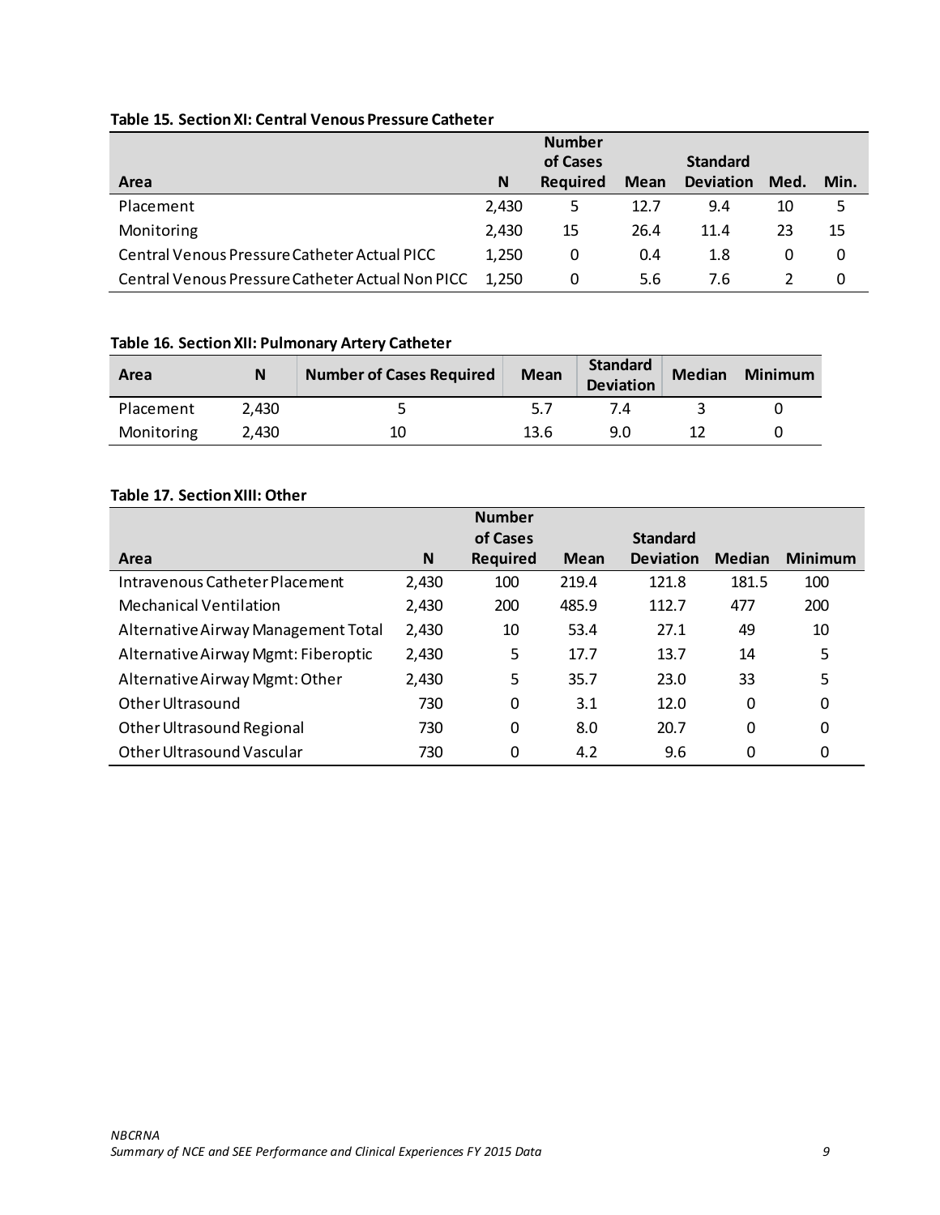**Table 15. Section XI: Central Venous Pressure Catheter**

| Area | N | Number of Cases Required | Mean | Standard Deviation | Med. | Min. |
|---|---|---|---|---|---|---|
| Placement | 2,430 | 5 | 12.7 | 9.4 | 10 | 5 |
| Monitoring | 2,430 | 15 | 26.4 | 11.4 | 23 | 15 |
| Central Venous Pressure Catheter Actual PICC | 1,250 | 0 | 0.4 | 1.8 | 0 | 0 |
| Central Venous Pressure Catheter Actual Non PICC | 1,250 | 0 | 5.6 | 7.6 | 2 | 0 |

**Table 16. Section XII: Pulmonary Artery Catheter**

| Area | N | Number of Cases Required | Mean | Standard Deviation | Median | Minimum |
|---|---|---|---|---|---|---|
| Placement | 2,430 | 5 | 5.7 | 7.4 | 3 | 0 |
| Monitoring | 2,430 | 10 | 13.6 | 9.0 | 12 | 0 |

**Table 17. Section XIII: Other**

| Area | N | Number of Cases Required | Mean | Standard Deviation | Median | Minimum |
|---|---|---|---|---|---|---|
| Intravenous Catheter Placement | 2,430 | 100 | 219.4 | 121.8 | 181.5 | 100 |
| Mechanical Ventilation | 2,430 | 200 | 485.9 | 112.7 | 477 | 200 |
| Alternative Airway Management Total | 2,430 | 10 | 53.4 | 27.1 | 49 | 10 |
| Alternative Airway Mgmt: Fiberoptic | 2,430 | 5 | 17.7 | 13.7 | 14 | 5 |
| Alternative Airway Mgmt: Other | 2,430 | 5 | 35.7 | 23.0 | 33 | 5 |
| Other Ultrasound | 730 | 0 | 3.1 | 12.0 | 0 | 0 |
| Other Ultrasound Regional | 730 | 0 | 8.0 | 20.7 | 0 | 0 |
| Other Ultrasound Vascular | 730 | 0 | 4.2 | 9.6 | 0 | 0 |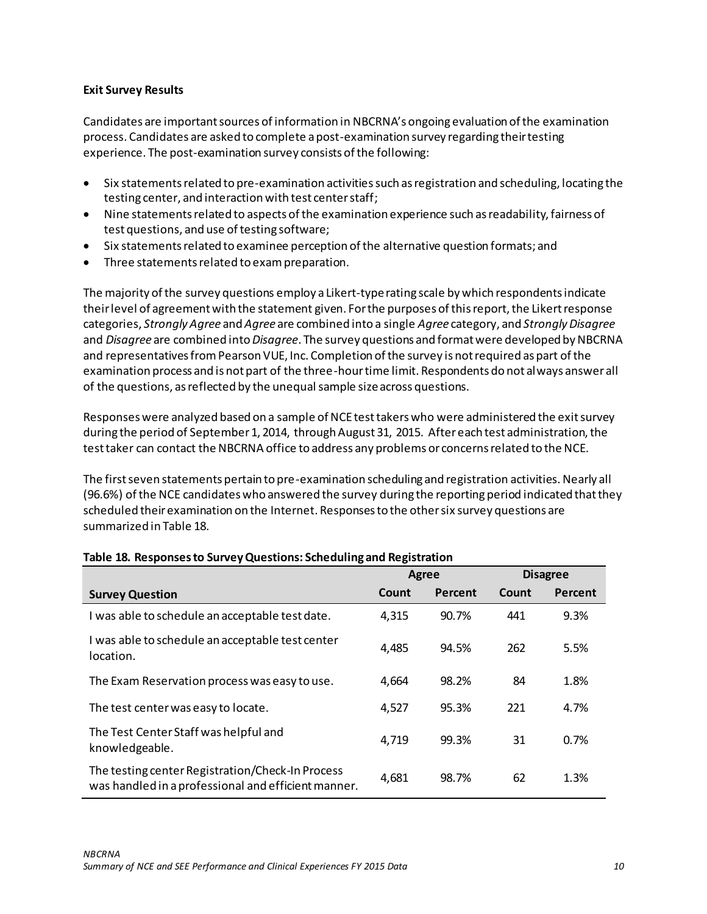### Exit Survey Results

Candidates are important sources of information in NBCRNA's ongoing evaluation of the examination process. Candidates are asked to complete a post-examination survey regarding their testing experience. The post-examination survey consists of the following:

- Six statements related to pre-examination activities such as registration and scheduling, locating the testing center, and interaction with test center staff;
- Nine statements related to aspects of the examination experience such as readability, fairness of test questions, and use of testing software;
- Six statements related to examinee perception of the alternative question formats; and
- Three statements related to exam preparation.

The majority of the survey questions employ a Likert-type rating scale by which respondents indicate their level of agreement with the statement given. For the purposes of this report, the Likert response categories, *Strongly Agree* and *Agree* are combined into a single *Agree* category, and *Strongly Disagree* and *Disagree* are combined into *Disagree*. The survey questions and format were developed by NBCRNA and representatives from Pearson VUE, Inc. Completion of the survey is not required as part of the examination process and is not part of the three-hour time limit. Respondents do not always answer all of the questions, as reflected by the unequal sample size across questions.

Responses were analyzed based on a sample of NCE test takers who were administered the exit survey during the period of September 1, 2014, through August 31, 2015. After each test administration, the test taker can contact the NBCRNA office to address any problems or concerns related to the NCE.

The first seven statements pertain to pre-examination scheduling and registration activities. Nearly all (96.6%) of the NCE candidates who answered the survey during the reporting period indicated that they scheduled their examination on the Internet. Responses to the other six survey questions are summarized in Table 18.

**Table 18. Responses to Survey Questions: Scheduling and Registration**

| | Agree | | Disagree | |
|---|---|---|---|---|
| **Survey Question** | **Count** | **Percent** | **Count** | **Percent** |
| I was able to schedule an acceptable test date. | 4,315 | 90.7% | 441 | 9.3% |
| I was able to schedule an acceptable test center location. | 4,485 | 94.5% | 262 | 5.5% |
| The Exam Reservation process was easy to use. | 4,664 | 98.2% | 84 | 1.8% |
| The test center was easy to locate. | 4,527 | 95.3% | 221 | 4.7% |
| The Test Center Staff was helpful and knowledgeable. | 4,719 | 99.3% | 31 | 0.7% |
| The testing center Registration/Check-In Process was handled in a professional and efficient manner. | 4,681 | 98.7% | 62 | 1.3% |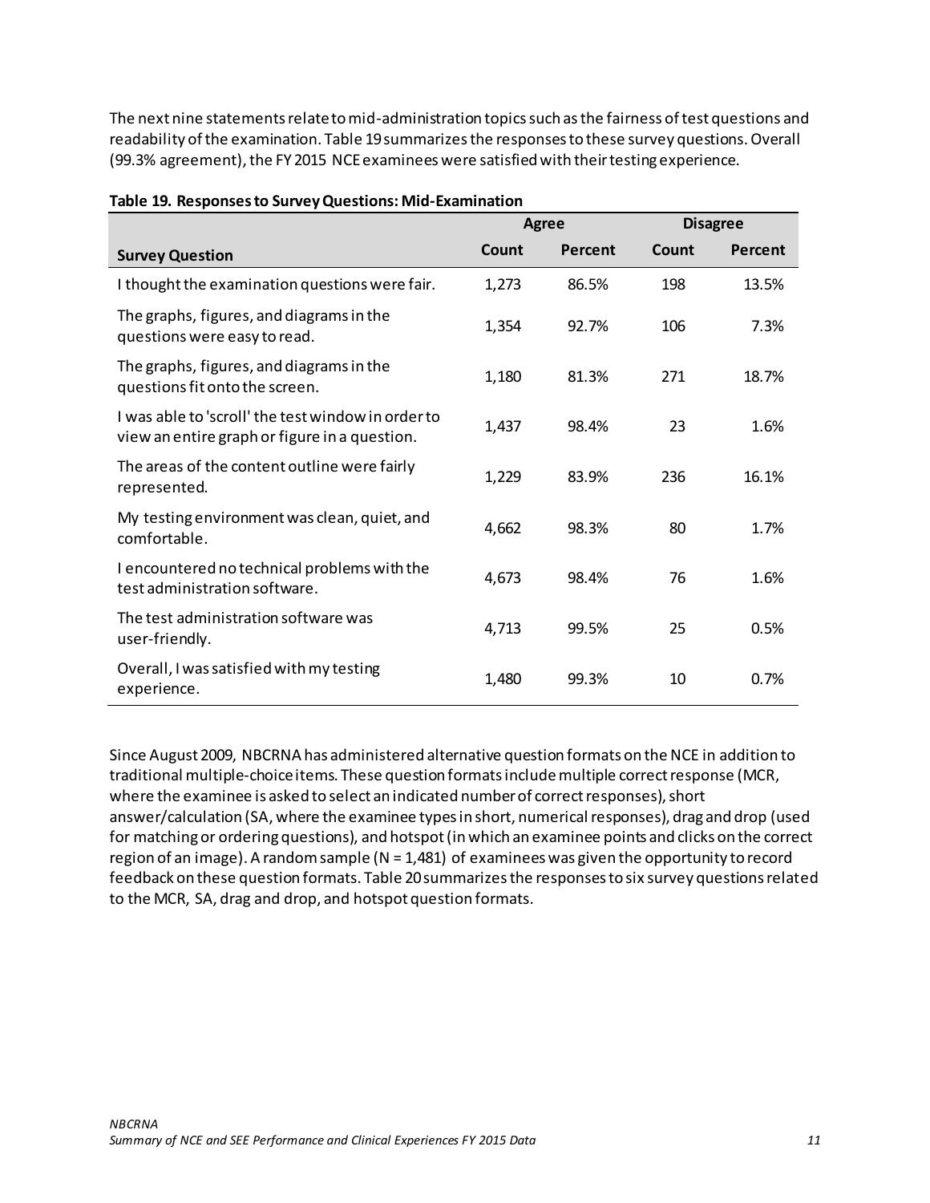The next nine statements relate to mid-administration topics such as the fairness of test questions and readability of the examination. Table 19 summarizes the responses to these survey questions. Overall (99.3% agreement), the FY 2015 NCE examinees were satisfied with their testing experience.

**Table 19. Responses to Survey Questions: Mid-Examination**

| | Agree | | Disagree | |
|---|---|---|---|---|
| **Survey Question** | **Count** | **Percent** | **Count** | **Percent** |
| I thought the examination questions were fair. | 1,273 | 86.5% | 198 | 13.5% |
| The graphs, figures, and diagrams in the questions were easy to read. | 1,354 | 92.7% | 106 | 7.3% |
| The graphs, figures, and diagrams in the questions fit onto the screen. | 1,180 | 81.3% | 271 | 18.7% |
| I was able to 'scroll' the test window in order to view an entire graph or figure in a question. | 1,437 | 98.4% | 23 | 1.6% |
| The areas of the content outline were fairly represented. | 1,229 | 83.9% | 236 | 16.1% |
| My testing environment was clean, quiet, and comfortable. | 4,662 | 98.3% | 80 | 1.7% |
| I encountered no technical problems with the test administration software. | 4,673 | 98.4% | 76 | 1.6% |
| The test administration software was user-friendly. | 4,713 | 99.5% | 25 | 0.5% |
| Overall, I was satisfied with my testing experience. | 1,480 | 99.3% | 10 | 0.7% |

Since August 2009, NBCRNA has administered alternative question formats on the NCE in addition to traditional multiple-choice items. These question formats include multiple correct response (MCR, where the examinee is asked to select an indicated number of correct responses), short answer/calculation (SA, where the examinee types in short, numerical responses), drag and drop (used for matching or ordering questions), and hotspot (in which an examinee points and clicks on the correct region of an image). A random sample (N = 1,481) of examinees was given the opportunity to record feedback on these question formats. Table 20 summarizes the responses to six survey questions related to the MCR, SA, drag and drop, and hotspot question formats.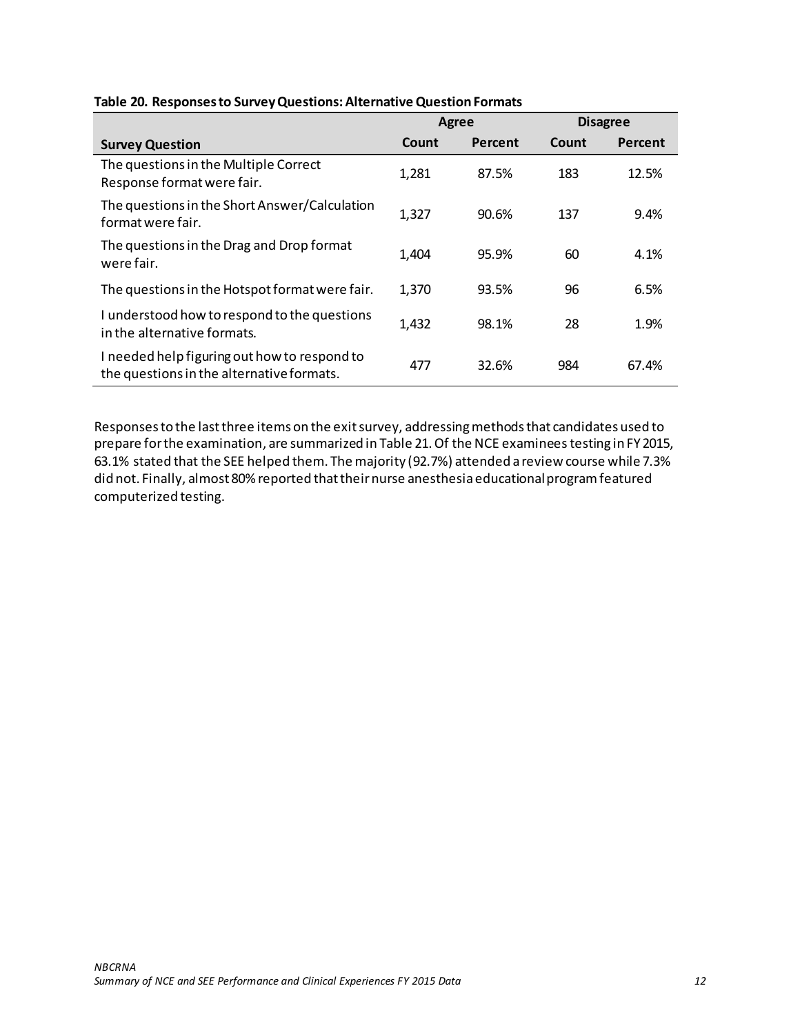**Table 20. Responses to Survey Questions: Alternative Question Formats**

| | Agree | | Disagree | |
|---|---|---|---|---|
| **Survey Question** | **Count** | **Percent** | **Count** | **Percent** |
| The questions in the Multiple Correct Response format were fair. | 1,281 | 87.5% | 183 | 12.5% |
| The questions in the Short Answer/Calculation format were fair. | 1,327 | 90.6% | 137 | 9.4% |
| The questions in the Drag and Drop format were fair. | 1,404 | 95.9% | 60 | 4.1% |
| The questions in the Hotspot format were fair. | 1,370 | 93.5% | 96 | 6.5% |
| I understood how to respond to the questions in the alternative formats. | 1,432 | 98.1% | 28 | 1.9% |
| I needed help figuring out how to respond to the questions in the alternative formats. | 477 | 32.6% | 984 | 67.4% |

Responses to the last three items on the exit survey, addressing methods that candidates used to prepare for the examination, are summarized in Table 21. Of the NCE examinees testing in FY 2015, 63.1% stated that the SEE helped them. The majority (92.7%) attended a review course while 7.3% did not. Finally, almost 80% reported that their nurse anesthesia educational program featured computerized testing.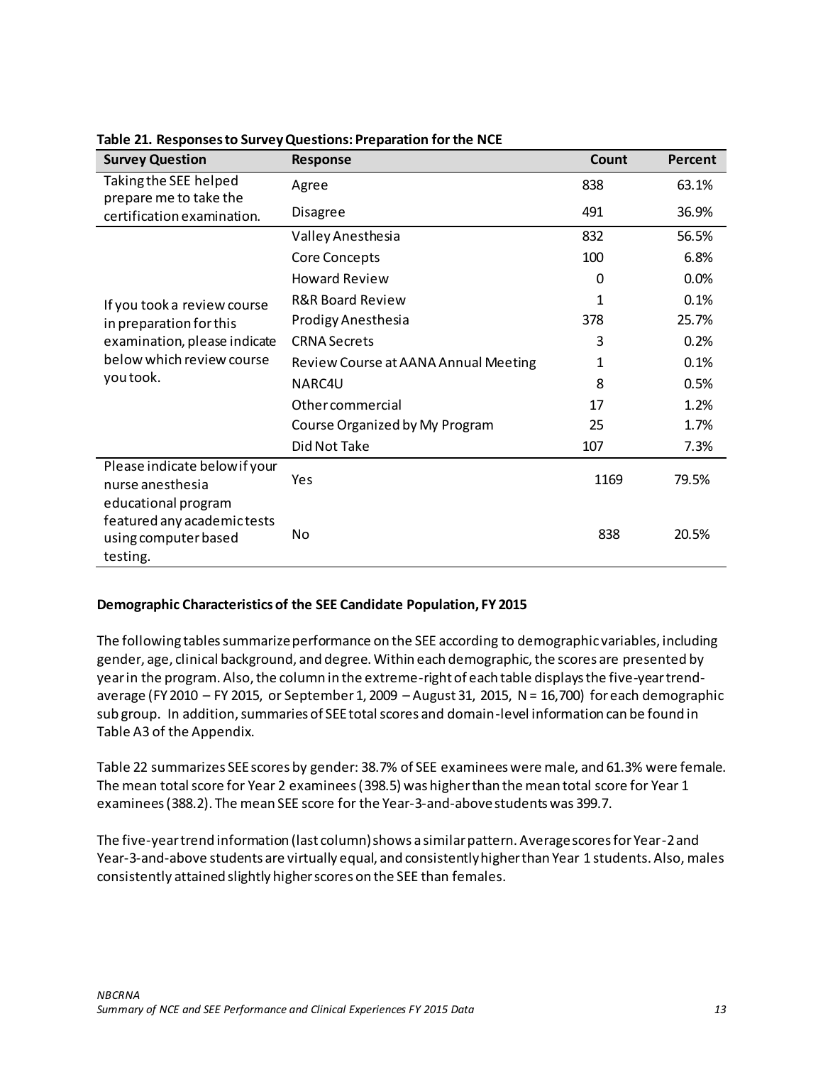**Table 21. Responses to Survey Questions: Preparation for the NCE**

| Survey Question | Response | Count | Percent |
|---|---|---|---|
| Taking the SEE helped prepare me to take the certification examination. | Agree | 838 | 63.1% |
| | Disagree | 491 | 36.9% |
| If you took a review course in preparation for this examination, please indicate below which review course you took. | Valley Anesthesia | 832 | 56.5% |
| | Core Concepts | 100 | 6.8% |
| | Howard Review | 0 | 0.0% |
| | R&R Board Review | 1 | 0.1% |
| | Prodigy Anesthesia | 378 | 25.7% |
| | CRNA Secrets | 3 | 0.2% |
| | Review Course at AANA Annual Meeting | 1 | 0.1% |
| | NARC4U | 8 | 0.5% |
| | Other commercial | 17 | 1.2% |
| | Course Organized by My Program | 25 | 1.7% |
| | Did Not Take | 107 | 7.3% |
| Please indicate below if your nurse anesthesia educational program featured any academic tests using computer based testing. | Yes | 1169 | 79.5% |
| | No | 838 | 20.5% |

**Demographic Characteristics of the SEE Candidate Population, FY 2015**

The following tables summarize performance on the SEE according to demographic variables, including gender, age, clinical background, and degree. Within each demographic, the scores are presented by year in the program. Also, the column in the extreme-right of each table displays the five-year trend-average (FY 2010 – FY 2015, or September 1, 2009 – August 31, 2015, N = 16,700) for each demographic sub group. In addition, summaries of SEE total scores and domain-level information can be found in Table A3 of the Appendix.

Table 22 summarizes SEE scores by gender: 38.7% of SEE examinees were male, and 61.3% were female. The mean total score for Year 2 examinees (398.5) was higher than the mean total score for Year 1 examinees (388.2). The mean SEE score for the Year-3-and-above students was 399.7.

The five-year trend information (last column) shows a similar pattern. Average scores for Year-2 and Year-3-and-above students are virtually equal, and consistently higher than Year 1 students. Also, males consistently attained slightly higher scores on the SEE than females.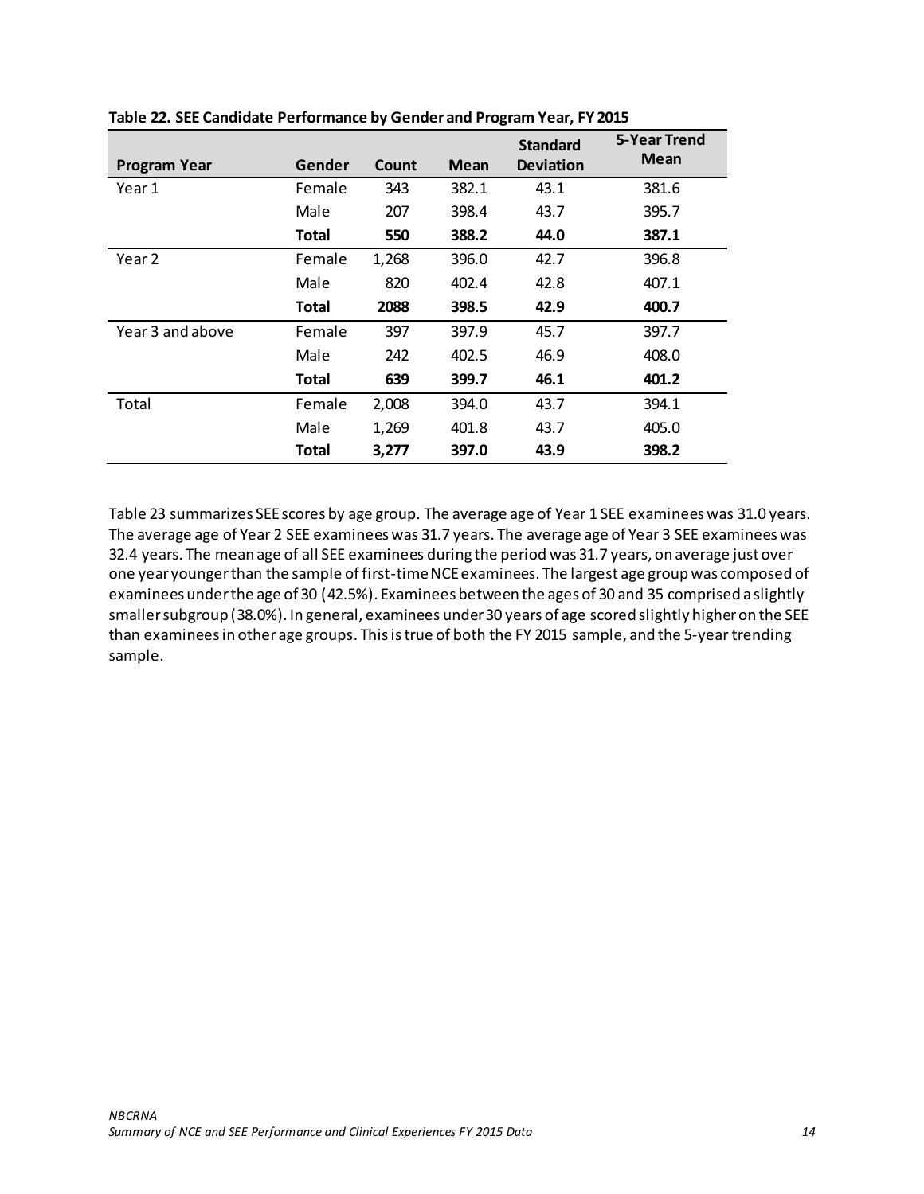**Table 22. SEE Candidate Performance by Gender and Program Year, FY 2015**

| Program Year | Gender | Count | Mean | Standard Deviation | 5-Year Trend Mean |
|---|---|---|---|---|---|
| Year 1 | Female | 343 | 382.1 | 43.1 | 381.6 |
| | Male | 207 | 398.4 | 43.7 | 395.7 |
| | **Total** | **550** | **388.2** | **44.0** | **387.1** |
| Year 2 | Female | 1,268 | 396.0 | 42.7 | 396.8 |
| | Male | 820 | 402.4 | 42.8 | 407.1 |
| | **Total** | **2088** | **398.5** | **42.9** | **400.7** |
| Year 3 and above | Female | 397 | 397.9 | 45.7 | 397.7 |
| | Male | 242 | 402.5 | 46.9 | 408.0 |
| | **Total** | **639** | **399.7** | **46.1** | **401.2** |
| Total | Female | 2,008 | 394.0 | 43.7 | 394.1 |
| | Male | 1,269 | 401.8 | 43.7 | 405.0 |
| | **Total** | **3,277** | **397.0** | **43.9** | **398.2** |

Table 23 summarizes SEE scores by age group. The average age of Year 1 SEE examinees was 31.0 years. The average age of Year 2 SEE examinees was 31.7 years. The average age of Year 3 SEE examinees was 32.4 years. The mean age of all SEE examinees during the period was 31.7 years, on average just over one year younger than the sample of first-time NCE examinees. The largest age group was composed of examinees under the age of 30 (42.5%). Examinees between the ages of 30 and 35 comprised a slightly smaller subgroup (38.0%). In general, examinees under 30 years of age scored slightly higher on the SEE than examinees in other age groups. This is true of both the FY 2015 sample, and the 5-year trending sample.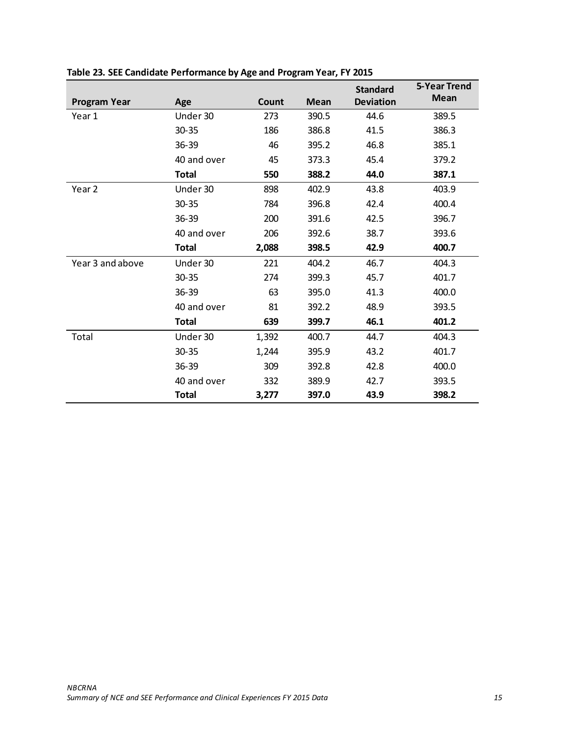**Table 23. SEE Candidate Performance by Age and Program Year, FY 2015**

| Program Year | Age | Count | Mean | Standard Deviation | 5-Year Trend Mean |
|---|---|---|---|---|---|
| Year 1 | Under 30 | 273 | 390.5 | 44.6 | 389.5 |
| | 30-35 | 186 | 386.8 | 41.5 | 386.3 |
| | 36-39 | 46 | 395.2 | 46.8 | 385.1 |
| | 40 and over | 45 | 373.3 | 45.4 | 379.2 |
| | **Total** | **550** | **388.2** | **44.0** | **387.1** |
| Year 2 | Under 30 | 898 | 402.9 | 43.8 | 403.9 |
| | 30-35 | 784 | 396.8 | 42.4 | 400.4 |
| | 36-39 | 200 | 391.6 | 42.5 | 396.7 |
| | 40 and over | 206 | 392.6 | 38.7 | 393.6 |
| | **Total** | **2,088** | **398.5** | **42.9** | **400.7** |
| Year 3 and above | Under 30 | 221 | 404.2 | 46.7 | 404.3 |
| | 30-35 | 274 | 399.3 | 45.7 | 401.7 |
| | 36-39 | 63 | 395.0 | 41.3 | 400.0 |
| | 40 and over | 81 | 392.2 | 48.9 | 393.5 |
| | **Total** | **639** | **399.7** | **46.1** | **401.2** |
| Total | Under 30 | 1,392 | 400.7 | 44.7 | 404.3 |
| | 30-35 | 1,244 | 395.9 | 43.2 | 401.7 |
| | 36-39 | 309 | 392.8 | 42.8 | 400.0 |
| | 40 and over | 332 | 389.9 | 42.7 | 393.5 |
| | **Total** | **3,277** | **397.0** | **43.9** | **398.2** |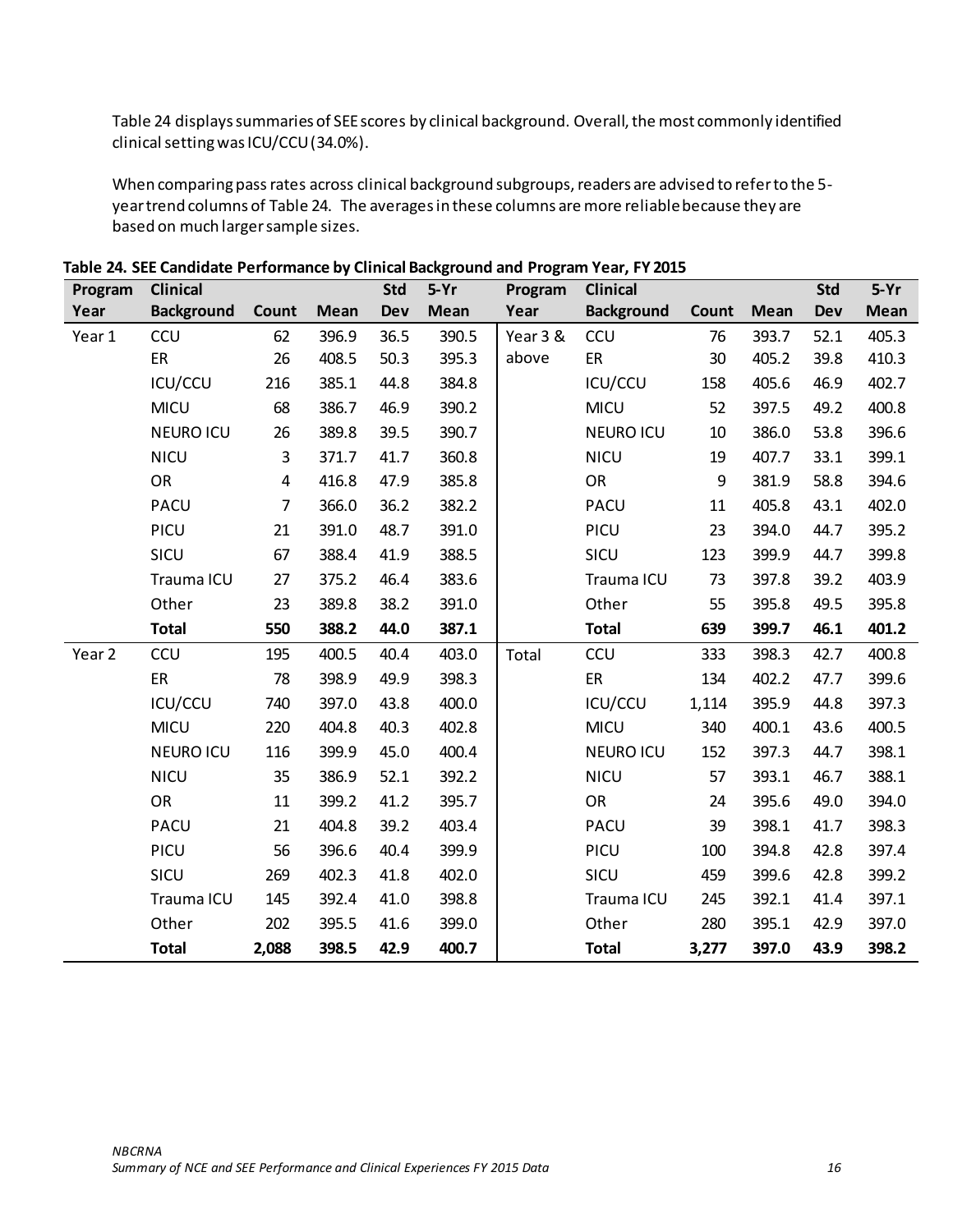Table 24 displays summaries of SEE scores by clinical background. Overall, the most commonly identified clinical setting was ICU/CCU (34.0%).

When comparing pass rates across clinical background subgroups, readers are advised to refer to the 5-year trend columns of Table 24. The averages in these columns are more reliable because they are based on much larger sample sizes.

**Table 24. SEE Candidate Performance by Clinical Background and Program Year, FY 2015**

| Program Year | Clinical Background | Count | Mean | Std Dev | 5-Yr Mean | Program Year | Clinical Background | Count | Mean | Std Dev | 5-Yr Mean |
|---|---|---|---|---|---|---|---|---|---|---|---|
| Year 1 | CCU | 62 | 396.9 | 36.5 | 390.5 | Year 3 & above | CCU | 76 | 393.7 | 52.1 | 405.3 |
| | ER | 26 | 408.5 | 50.3 | 395.3 | | ER | 30 | 405.2 | 39.8 | 410.3 |
| | ICU/CCU | 216 | 385.1 | 44.8 | 384.8 | | ICU/CCU | 158 | 405.6 | 46.9 | 402.7 |
| | MICU | 68 | 386.7 | 46.9 | 390.2 | | MICU | 52 | 397.5 | 49.2 | 400.8 |
| | NEURO ICU | 26 | 389.8 | 39.5 | 390.7 | | NEURO ICU | 10 | 386.0 | 53.8 | 396.6 |
| | NICU | 3 | 371.7 | 41.7 | 360.8 | | NICU | 19 | 407.7 | 33.1 | 399.1 |
| | OR | 4 | 416.8 | 47.9 | 385.8 | | OR | 9 | 381.9 | 58.8 | 394.6 |
| | PACU | 7 | 366.0 | 36.2 | 382.2 | | PACU | 11 | 405.8 | 43.1 | 402.0 |
| | PICU | 21 | 391.0 | 48.7 | 391.0 | | PICU | 23 | 394.0 | 44.7 | 395.2 |
| | SICU | 67 | 388.4 | 41.9 | 388.5 | | SICU | 123 | 399.9 | 44.7 | 399.8 |
| | Trauma ICU | 27 | 375.2 | 46.4 | 383.6 | | Trauma ICU | 73 | 397.8 | 39.2 | 403.9 |
| | Other | 23 | 389.8 | 38.2 | 391.0 | | Other | 55 | 395.8 | 49.5 | 395.8 |
| | **Total** | **550** | **388.2** | **44.0** | **387.1** | | **Total** | **639** | **399.7** | **46.1** | **401.2** |
| Year 2 | CCU | 195 | 400.5 | 40.4 | 403.0 | Total | CCU | 333 | 398.3 | 42.7 | 400.8 |
| | ER | 78 | 398.9 | 49.9 | 398.3 | | ER | 134 | 402.2 | 47.7 | 399.6 |
| | ICU/CCU | 740 | 397.0 | 43.8 | 400.0 | | ICU/CCU | 1,114 | 395.9 | 44.8 | 397.3 |
| | MICU | 220 | 404.8 | 40.3 | 402.8 | | MICU | 340 | 400.1 | 43.6 | 400.5 |
| | NEURO ICU | 116 | 399.9 | 45.0 | 400.4 | | NEURO ICU | 152 | 397.3 | 44.7 | 398.1 |
| | NICU | 35 | 386.9 | 52.1 | 392.2 | | NICU | 57 | 393.1 | 46.7 | 388.1 |
| | OR | 11 | 399.2 | 41.2 | 395.7 | | OR | 24 | 395.6 | 49.0 | 394.0 |
| | PACU | 21 | 404.8 | 39.2 | 403.4 | | PACU | 39 | 398.1 | 41.7 | 398.3 |
| | PICU | 56 | 396.6 | 40.4 | 399.9 | | PICU | 100 | 394.8 | 42.8 | 397.4 |
| | SICU | 269 | 402.3 | 41.8 | 402.0 | | SICU | 459 | 399.6 | 42.8 | 399.2 |
| | Trauma ICU | 145 | 392.4 | 41.0 | 398.8 | | Trauma ICU | 245 | 392.1 | 41.4 | 397.1 |
| | Other | 202 | 395.5 | 41.6 | 399.0 | | Other | 280 | 395.1 | 42.9 | 397.0 |
| | **Total** | **2,088** | **398.5** | **42.9** | **400.7** | | **Total** | **3,277** | **397.0** | **43.9** | **398.2** |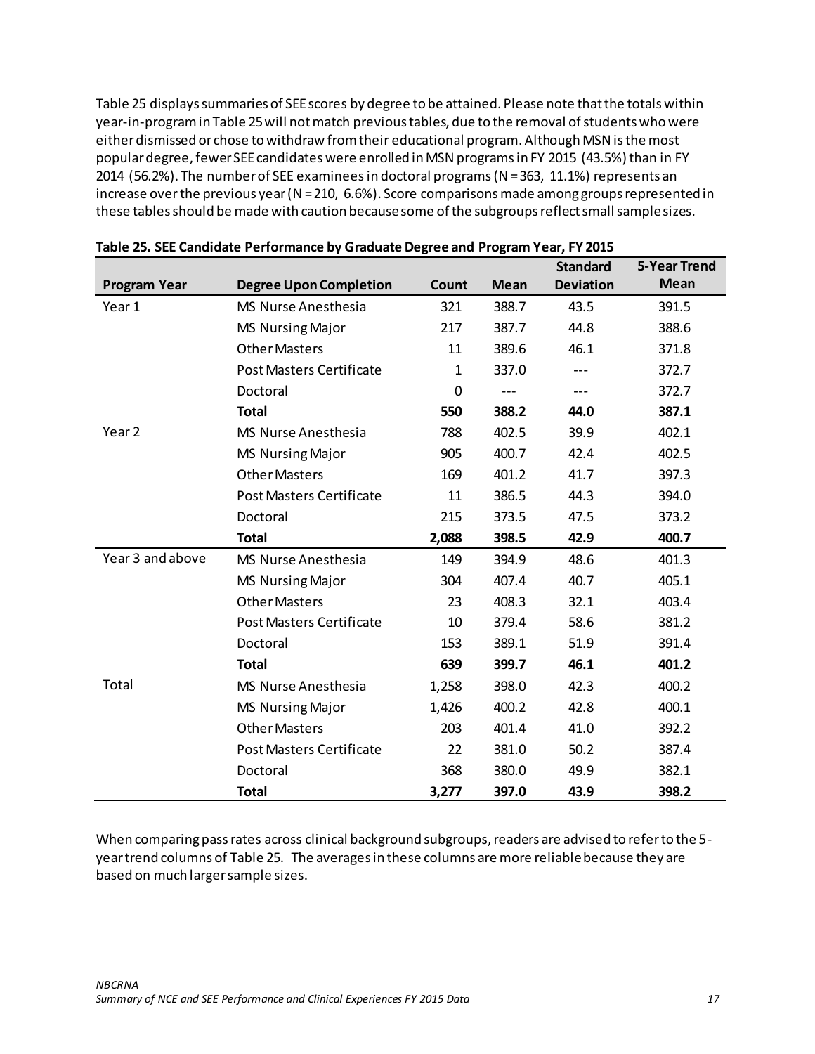Table 25 displays summaries of SEE scores by degree to be attained. Please note that the totals within year-in-program in Table 25 will not match previous tables, due to the removal of students who were either dismissed or chose to withdraw from their educational program. Although MSN is the most popular degree, fewer SEE candidates were enrolled in MSN programs in FY 2015 (43.5%) than in FY 2014 (56.2%). The number of SEE examinees in doctoral programs (N = 363, 11.1%) represents an increase over the previous year (N = 210, 6.6%). Score comparisons made among groups represented in these tables should be made with caution because some of the subgroups reflect small sample sizes.

**Table 25. SEE Candidate Performance by Graduate Degree and Program Year, FY 2015**

| Program Year | Degree Upon Completion | Count | Mean | Standard Deviation | 5-Year Trend Mean |
|---|---|---|---|---|---|
| Year 1 | MS Nurse Anesthesia | 321 | 388.7 | 43.5 | 391.5 |
| | MS Nursing Major | 217 | 387.7 | 44.8 | 388.6 |
| | Other Masters | 11 | 389.6 | 46.1 | 371.8 |
| | Post Masters Certificate | 1 | 337.0 | --- | 372.7 |
| | Doctoral | 0 | --- | --- | 372.7 |
| | **Total** | **550** | **388.2** | **44.0** | **387.1** |
| Year 2 | MS Nurse Anesthesia | 788 | 402.5 | 39.9 | 402.1 |
| | MS Nursing Major | 905 | 400.7 | 42.4 | 402.5 |
| | Other Masters | 169 | 401.2 | 41.7 | 397.3 |
| | Post Masters Certificate | 11 | 386.5 | 44.3 | 394.0 |
| | Doctoral | 215 | 373.5 | 47.5 | 373.2 |
| | **Total** | **2,088** | **398.5** | **42.9** | **400.7** |
| Year 3 and above | MS Nurse Anesthesia | 149 | 394.9 | 48.6 | 401.3 |
| | MS Nursing Major | 304 | 407.4 | 40.7 | 405.1 |
| | Other Masters | 23 | 408.3 | 32.1 | 403.4 |
| | Post Masters Certificate | 10 | 379.4 | 58.6 | 381.2 |
| | Doctoral | 153 | 389.1 | 51.9 | 391.4 |
| | **Total** | **639** | **399.7** | **46.1** | **401.2** |
| Total | MS Nurse Anesthesia | 1,258 | 398.0 | 42.3 | 400.2 |
| | MS Nursing Major | 1,426 | 400.2 | 42.8 | 400.1 |
| | Other Masters | 203 | 401.4 | 41.0 | 392.2 |
| | Post Masters Certificate | 22 | 381.0 | 50.2 | 387.4 |
| | Doctoral | 368 | 380.0 | 49.9 | 382.1 |
| | **Total** | **3,277** | **397.0** | **43.9** | **398.2** |

When comparing pass rates across clinical background subgroups, readers are advised to refer to the 5-year trend columns of Table 25. The averages in these columns are more reliable because they are based on much larger sample sizes.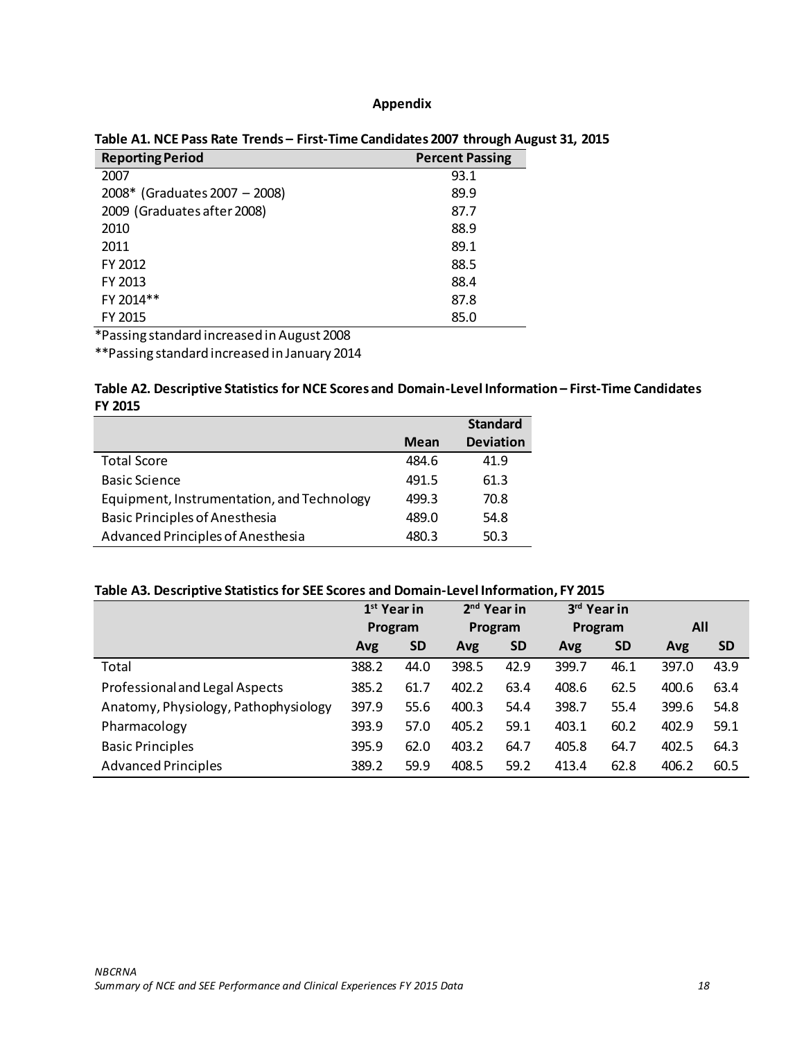## Appendix

**Table A1. NCE Pass Rate Trends – First-Time Candidates 2007 through August 31, 2015**

| Reporting Period | Percent Passing |
|---|---|
| 2007 | 93.1 |
| 2008* (Graduates 2007 – 2008) | 89.9 |
| 2009 (Graduates after 2008) | 87.7 |
| 2010 | 88.9 |
| 2011 | 89.1 |
| FY 2012 | 88.5 |
| FY 2013 | 88.4 |
| FY 2014** | 87.8 |
| FY 2015 | 85.0 |

*Passing standard increased in August 2008

**Passing standard increased in January 2014

**Table A2. Descriptive Statistics for NCE Scores and Domain-Level Information – First-Time Candidates FY 2015**

| | Mean | Standard Deviation |
|---|---|---|
| Total Score | 484.6 | 41.9 |
| Basic Science | 491.5 | 61.3 |
| Equipment, Instrumentation, and Technology | 499.3 | 70.8 |
| Basic Principles of Anesthesia | 489.0 | 54.8 |
| Advanced Principles of Anesthesia | 480.3 | 50.3 |

**Table A3. Descriptive Statistics for SEE Scores and Domain-Level Information, FY 2015**

| | 1st Year in Program | | 2nd Year in Program | | 3rd Year in Program | | All | |
|---|---|---|---|---|---|---|---|---|
| | Avg | SD | Avg | SD | Avg | SD | Avg | SD |
| Total | 388.2 | 44.0 | 398.5 | 42.9 | 399.7 | 46.1 | 397.0 | 43.9 |
| Professional and Legal Aspects | 385.2 | 61.7 | 402.2 | 63.4 | 408.6 | 62.5 | 400.6 | 63.4 |
| Anatomy, Physiology, Pathophysiology | 397.9 | 55.6 | 400.3 | 54.4 | 398.7 | 55.4 | 399.6 | 54.8 |
| Pharmacology | 393.9 | 57.0 | 405.2 | 59.1 | 403.1 | 60.2 | 402.9 | 59.1 |
| Basic Principles | 395.9 | 62.0 | 403.2 | 64.7 | 405.8 | 64.7 | 402.5 | 64.3 |
| Advanced Principles | 389.2 | 59.9 | 408.5 | 59.2 | 413.4 | 62.8 | 406.2 | 60.5 |